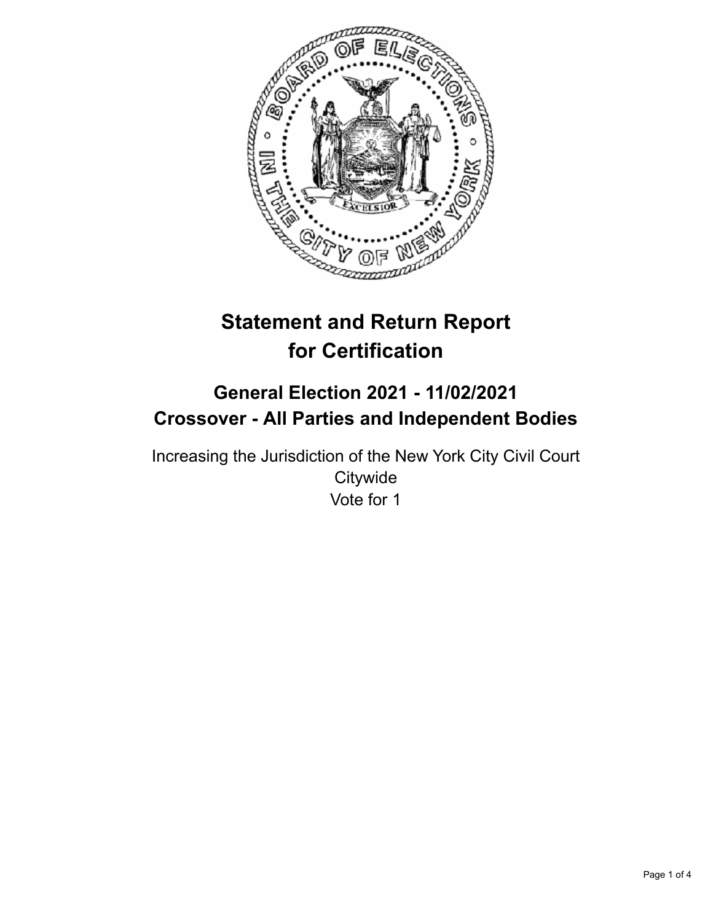# Statement and Return Report for Certification

## General Election 2021 - 11/02/2021
## Crossover - All Parties and Independent Bodies

Increasing the Jurisdiction of the New York City Civil Court
Citywide
Vote for 1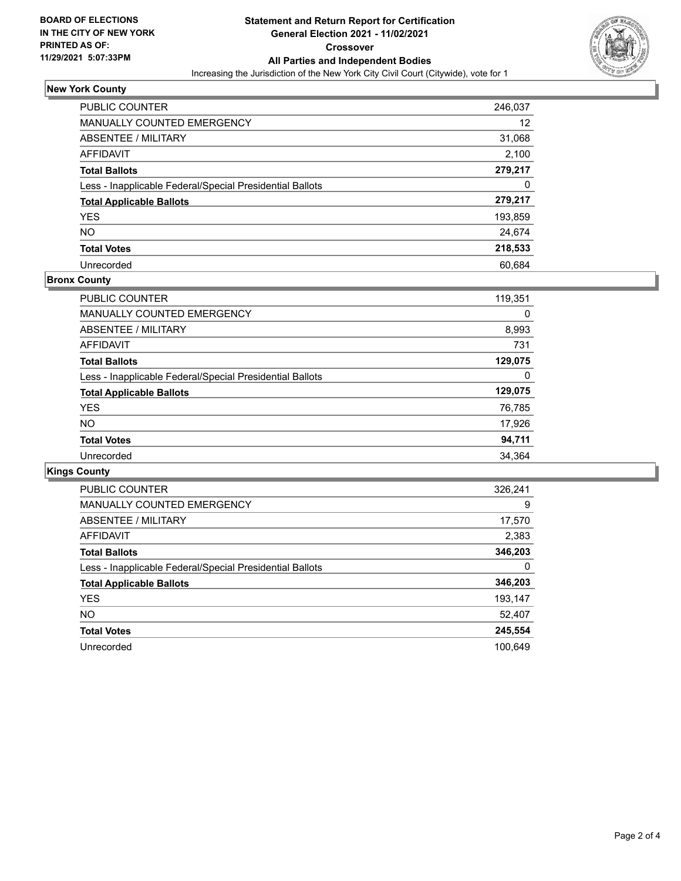**BOARD OF ELECTIONS IN THE CITY OF NEW YORK PRINTED AS OF: 11/29/2021 5:07:33PM**

# Statement and Return Report for Certification
## General Election 2021 - 11/02/2021
## Crossover
## All Parties and Independent Bodies

Increasing the Jurisdiction of the New York City Civil Court (Citywide), vote for 1

### New York County

| | |
|---|---|
| PUBLIC COUNTER | 246,037 |
| MANUALLY COUNTED EMERGENCY | 12 |
| ABSENTEE / MILITARY | 31,068 |
| AFFIDAVIT | 2,100 |
| **Total Ballots** | **279,217** |
| Less - Inapplicable Federal/Special Presidential Ballots | 0 |
| **Total Applicable Ballots** | **279,217** |
| YES | 193,859 |
| NO | 24,674 |
| **Total Votes** | **218,533** |
| Unrecorded | 60,684 |

### Bronx County

| | |
|---|---|
| PUBLIC COUNTER | 119,351 |
| MANUALLY COUNTED EMERGENCY | 0 |
| ABSENTEE / MILITARY | 8,993 |
| AFFIDAVIT | 731 |
| **Total Ballots** | **129,075** |
| Less - Inapplicable Federal/Special Presidential Ballots | 0 |
| **Total Applicable Ballots** | **129,075** |
| YES | 76,785 |
| NO | 17,926 |
| **Total Votes** | **94,711** |
| Unrecorded | 34,364 |

### Kings County

| | |
|---|---|
| PUBLIC COUNTER | 326,241 |
| MANUALLY COUNTED EMERGENCY | 9 |
| ABSENTEE / MILITARY | 17,570 |
| AFFIDAVIT | 2,383 |
| **Total Ballots** | **346,203** |
| Less - Inapplicable Federal/Special Presidential Ballots | 0 |
| **Total Applicable Ballots** | **346,203** |
| YES | 193,147 |
| NO | 52,407 |
| **Total Votes** | **245,554** |
| Unrecorded | 100,649 |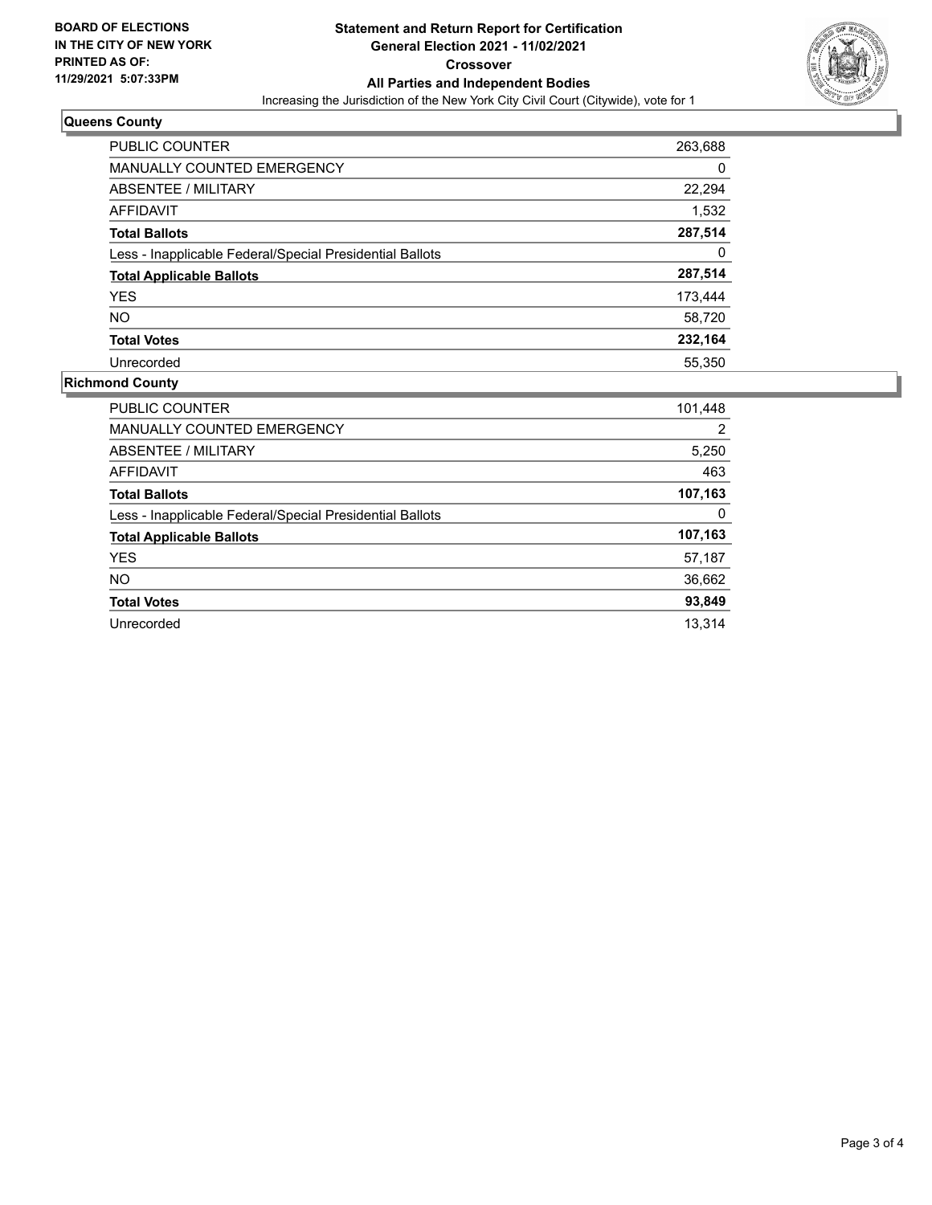**BOARD OF ELECTIONS IN THE CITY OF NEW YORK PRINTED AS OF: 11/29/2021 5:07:33PM**

# Statement and Return Report for Certification
## General Election 2021 - 11/02/2021
## Crossover
## All Parties and Independent Bodies

Increasing the Jurisdiction of the New York City Civil Court (Citywide), vote for 1

### Queens County

| | |
|---|---|
| PUBLIC COUNTER | 263,688 |
| MANUALLY COUNTED EMERGENCY | 0 |
| ABSENTEE / MILITARY | 22,294 |
| AFFIDAVIT | 1,532 |
| **Total Ballots** | **287,514** |
| Less - Inapplicable Federal/Special Presidential Ballots | 0 |
| **Total Applicable Ballots** | **287,514** |
| YES | 173,444 |
| NO | 58,720 |
| **Total Votes** | **232,164** |
| Unrecorded | 55,350 |

### Richmond County

| | |
|---|---|
| PUBLIC COUNTER | 101,448 |
| MANUALLY COUNTED EMERGENCY | 2 |
| ABSENTEE / MILITARY | 5,250 |
| AFFIDAVIT | 463 |
| **Total Ballots** | **107,163** |
| Less - Inapplicable Federal/Special Presidential Ballots | 0 |
| **Total Applicable Ballots** | **107,163** |
| YES | 57,187 |
| NO | 36,662 |
| **Total Votes** | **93,849** |
| Unrecorded | 13,314 |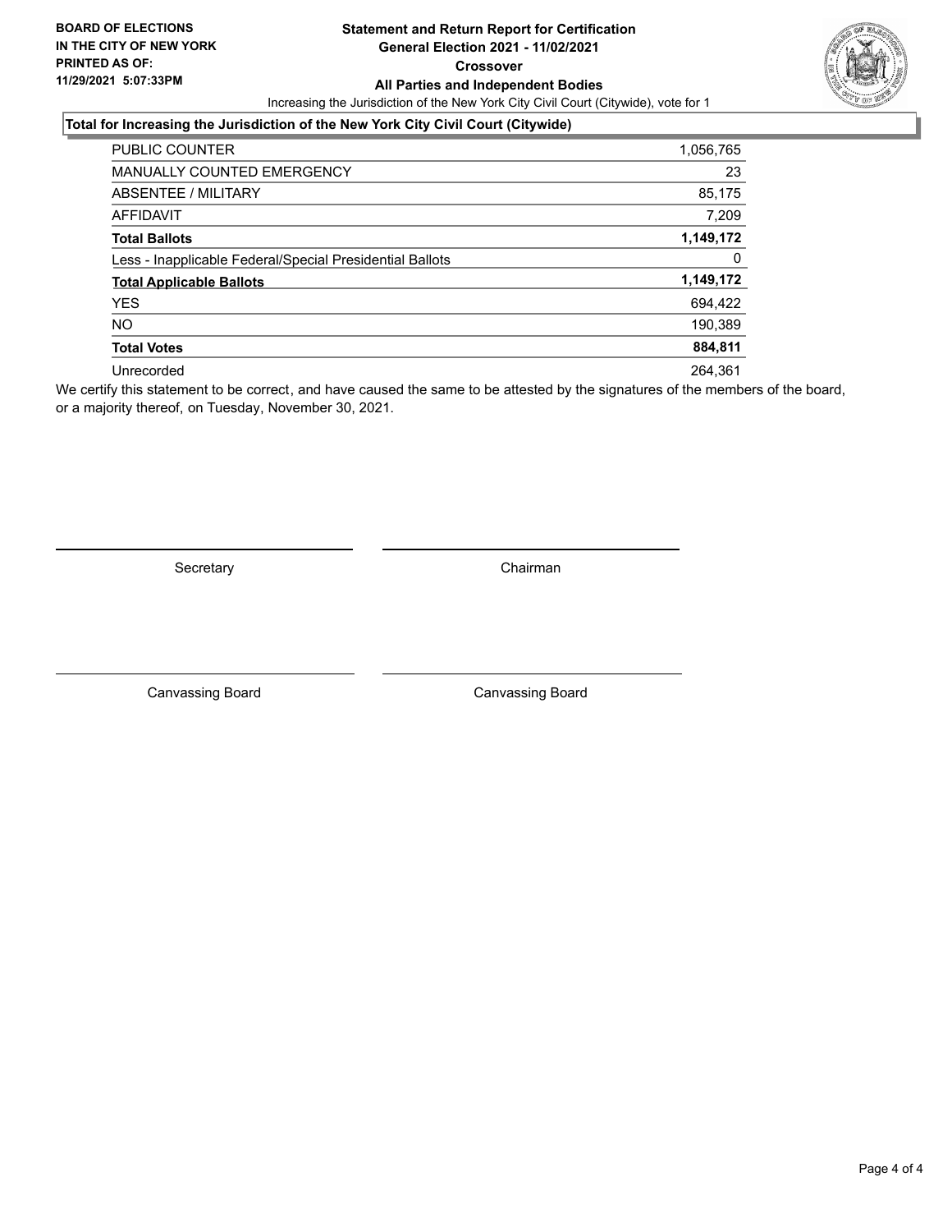**BOARD OF ELECTIONS**
**IN THE CITY OF NEW YORK**
**PRINTED AS OF:**
**11/29/2021 5:07:33PM**

**Statement and Return Report for Certification**
**General Election 2021 - 11/02/2021**
**Crossover**
**All Parties and Independent Bodies**

Increasing the Jurisdiction of the New York City Civil Court (Citywide), vote for 1

**Total for Increasing the Jurisdiction of the New York City Civil Court (Citywide)**

| | |
|---|---|
| PUBLIC COUNTER | 1,056,765 |
| MANUALLY COUNTED EMERGENCY | 23 |
| ABSENTEE / MILITARY | 85,175 |
| AFFIDAVIT | 7,209 |
| **Total Ballots** | **1,149,172** |
| Less - Inapplicable Federal/Special Presidential Ballots | 0 |
| **Total Applicable Ballots** | **1,149,172** |
| YES | 694,422 |
| NO | 190,389 |
| **Total Votes** | **884,811** |
| Unrecorded | 264,361 |

We certify this statement to be correct, and have caused the same to be attested by the signatures of the members of the board, or a majority thereof, on Tuesday, November 30, 2021.

Secretary

Chairman

Canvassing Board

Canvassing Board